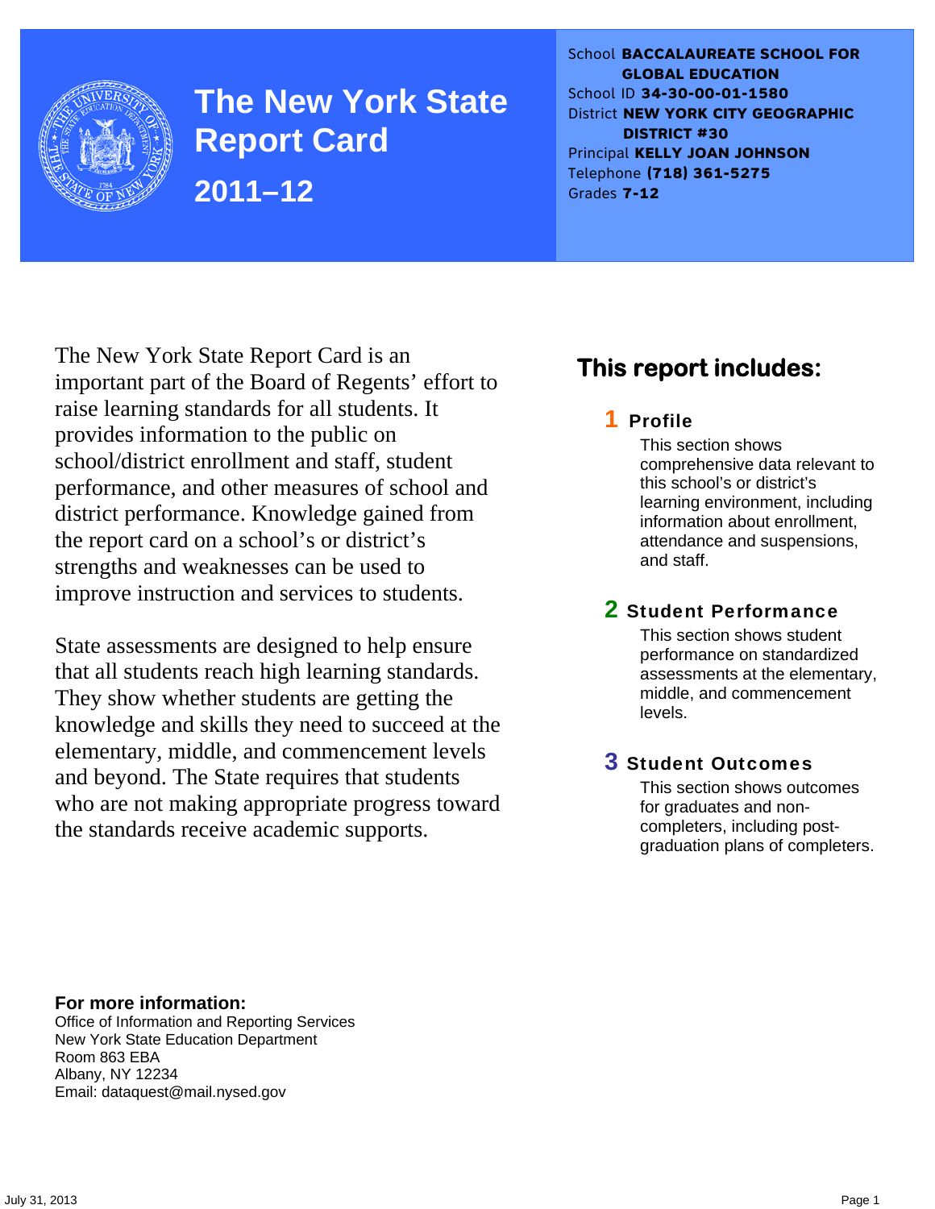# The New York State Report Card

## 2011–12

School **BACCALAUREATE SCHOOL FOR GLOBAL EDUCATION**
School ID **34-30-00-01-1580**
District **NEW YORK CITY GEOGRAPHIC DISTRICT #30**
Principal **KELLY JOAN JOHNSON**
Telephone **(718) 361-5275**
Grades **7-12**

The New York State Report Card is an important part of the Board of Regents' effort to raise learning standards for all students. It provides information to the public on school/district enrollment and staff, student performance, and other measures of school and district performance. Knowledge gained from the report card on a school's or district's strengths and weaknesses can be used to improve instruction and services to students.

State assessments are designed to help ensure that all students reach high learning standards. They show whether students are getting the knowledge and skills they need to succeed at the elementary, middle, and commencement levels and beyond. The State requires that students who are not making appropriate progress toward the standards receive academic supports.

## This report includes:

**1 Profile**
This section shows comprehensive data relevant to this school's or district's learning environment, including information about enrollment, attendance and suspensions, and staff.

**2 Student Performance**
This section shows student performance on standardized assessments at the elementary, middle, and commencement levels.

**3 Student Outcomes**
This section shows outcomes for graduates and non-completers, including post-graduation plans of completers.

**For more information:**
Office of Information and Reporting Services
New York State Education Department
Room 863 EBA
Albany, NY 12234
Email: dataquest@mail.nysed.gov

July 31, 2013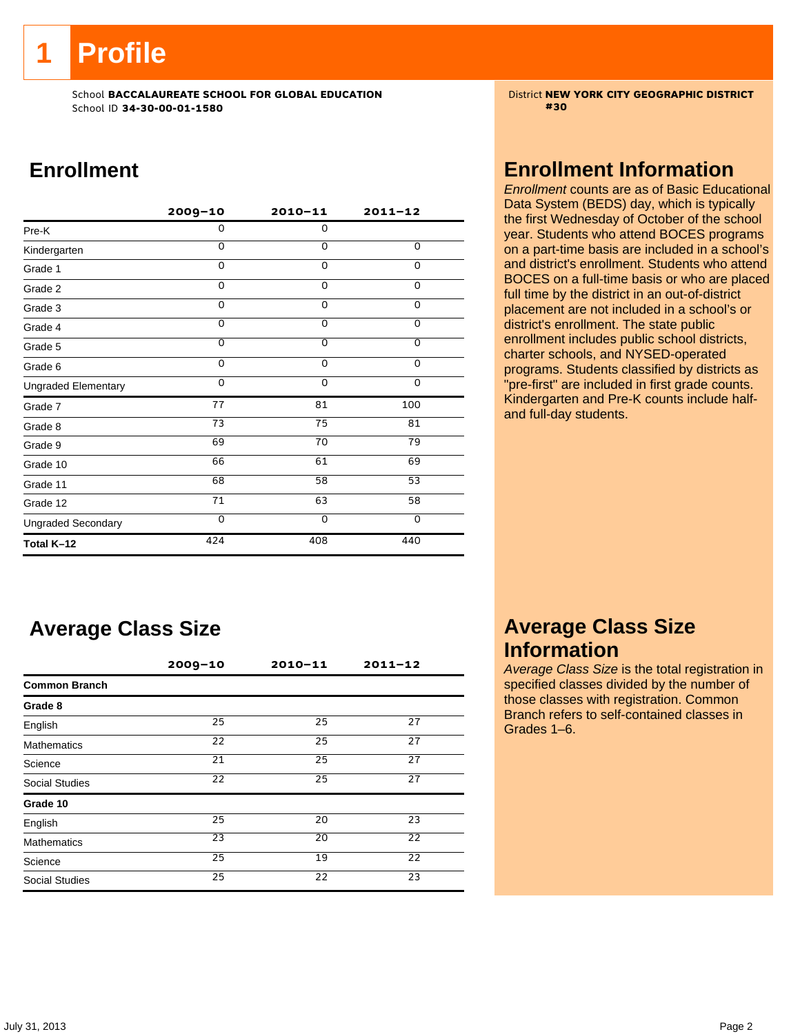# 1 Profile

School **BACCALAUREATE SCHOOL FOR GLOBAL EDUCATION**
School ID **34-30-00-01-1580**

District **NEW YORK CITY GEOGRAPHIC DISTRICT #30**

## Enrollment

| | 2009–10 | 2010–11 | 2011–12 |
|---|---|---|---|
| Pre-K | 0 | 0 | |
| Kindergarten | 0 | 0 | 0 |
| Grade 1 | 0 | 0 | 0 |
| Grade 2 | 0 | 0 | 0 |
| Grade 3 | 0 | 0 | 0 |
| Grade 4 | 0 | 0 | 0 |
| Grade 5 | 0 | 0 | 0 |
| Grade 6 | 0 | 0 | 0 |
| Ungraded Elementary | 0 | 0 | 0 |
| Grade 7 | 77 | 81 | 100 |
| Grade 8 | 73 | 75 | 81 |
| Grade 9 | 69 | 70 | 79 |
| Grade 10 | 66 | 61 | 69 |
| Grade 11 | 68 | 58 | 53 |
| Grade 12 | 71 | 63 | 58 |
| Ungraded Secondary | 0 | 0 | 0 |
| **Total K–12** | 424 | 408 | 440 |

## Enrollment Information

*Enrollment* counts are as of Basic Educational Data System (BEDS) day, which is typically the first Wednesday of October of the school year. Students who attend BOCES programs on a part-time basis are included in a school's and district's enrollment. Students who attend BOCES on a full-time basis or who are placed full time by the district in an out-of-district placement are not included in a school's or district's enrollment. The state public enrollment includes public school districts, charter schools, and NYSED-operated programs. Students classified by districts as "pre-first" are included in first grade counts. Kindergarten and Pre-K counts include half- and full-day students.

## Average Class Size

| | 2009–10 | 2010–11 | 2011–12 |
|---|---|---|---|
| **Common Branch** | | | |
| **Grade 8** | | | |
| English | 25 | 25 | 27 |
| Mathematics | 22 | 25 | 27 |
| Science | 21 | 25 | 27 |
| Social Studies | 22 | 25 | 27 |
| **Grade 10** | | | |
| English | 25 | 20 | 23 |
| Mathematics | 23 | 20 | 22 |
| Science | 25 | 19 | 22 |
| Social Studies | 25 | 22 | 23 |

## Average Class Size Information

*Average Class Size* is the total registration in specified classes divided by the number of those classes with registration. Common Branch refers to self-contained classes in Grades 1–6.

July 31, 2013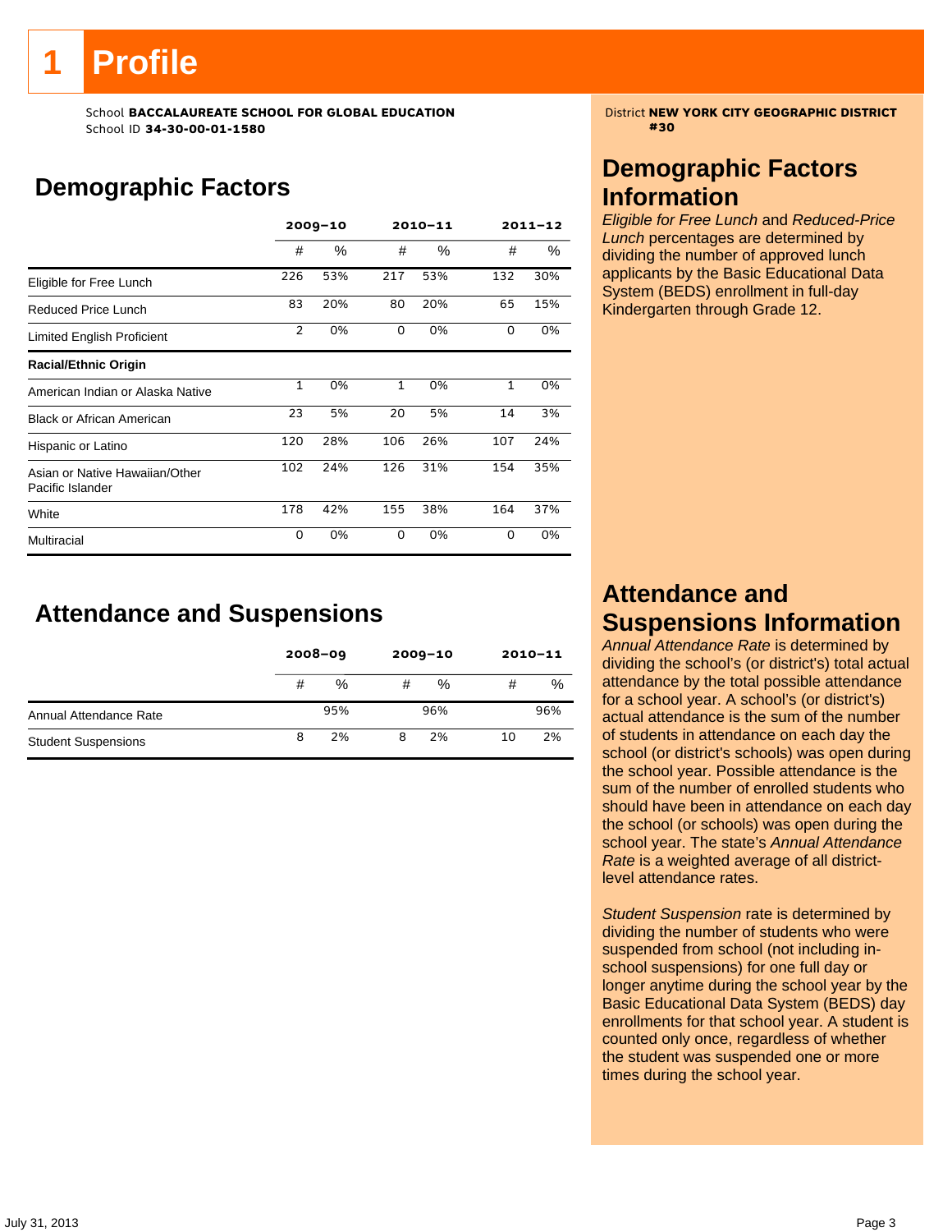# 1 Profile

School **BACCALAUREATE SCHOOL FOR GLOBAL EDUCATION**
School ID **34-30-00-01-1580**

District **NEW YORK CITY GEOGRAPHIC DISTRICT #30**

## Demographic Factors

| | 2009–10 | | 2010–11 | | 2011–12 | |
|---|---|---|---|---|---|---|
| | # | % | # | % | # | % |
| Eligible for Free Lunch | 226 | 53% | 217 | 53% | 132 | 30% |
| Reduced Price Lunch | 83 | 20% | 80 | 20% | 65 | 15% |
| Limited English Proficient | 2 | 0% | 0 | 0% | 0 | 0% |
| **Racial/Ethnic Origin** | | | | | | |
| American Indian or Alaska Native | 1 | 0% | 1 | 0% | 1 | 0% |
| Black or African American | 23 | 5% | 20 | 5% | 14 | 3% |
| Hispanic or Latino | 120 | 28% | 106 | 26% | 107 | 24% |
| Asian or Native Hawaiian/Other Pacific Islander | 102 | 24% | 126 | 31% | 154 | 35% |
| White | 178 | 42% | 155 | 38% | 164 | 37% |
| Multiracial | 0 | 0% | 0 | 0% | 0 | 0% |

## Attendance and Suspensions

| | 2008–09 | | 2009–10 | | 2010–11 | |
|---|---|---|---|---|---|---|
| | # | % | # | % | # | % |
| Annual Attendance Rate | | 95% | | 96% | | 96% |
| Student Suspensions | 8 | 2% | 8 | 2% | 10 | 2% |

## Demographic Factors Information

*Eligible for Free Lunch* and *Reduced-Price Lunch* percentages are determined by dividing the number of approved lunch applicants by the Basic Educational Data System (BEDS) enrollment in full-day Kindergarten through Grade 12.

## Attendance and Suspensions Information

*Annual Attendance Rate* is determined by dividing the school's (or district's) total actual attendance by the total possible attendance for a school year. A school's (or district's) actual attendance is the sum of the number of students in attendance on each day the school (or district's schools) was open during the school year. Possible attendance is the sum of the number of enrolled students who should have been in attendance on each day the school (or schools) was open during the school year. The state's *Annual Attendance Rate* is a weighted average of all district-level attendance rates.

*Student Suspension* rate is determined by dividing the number of students who were suspended from school (not including in-school suspensions) for one full day or longer anytime during the school year by the Basic Educational Data System (BEDS) day enrollments for that school year. A student is counted only once, regardless of whether the student was suspended one or more times during the school year.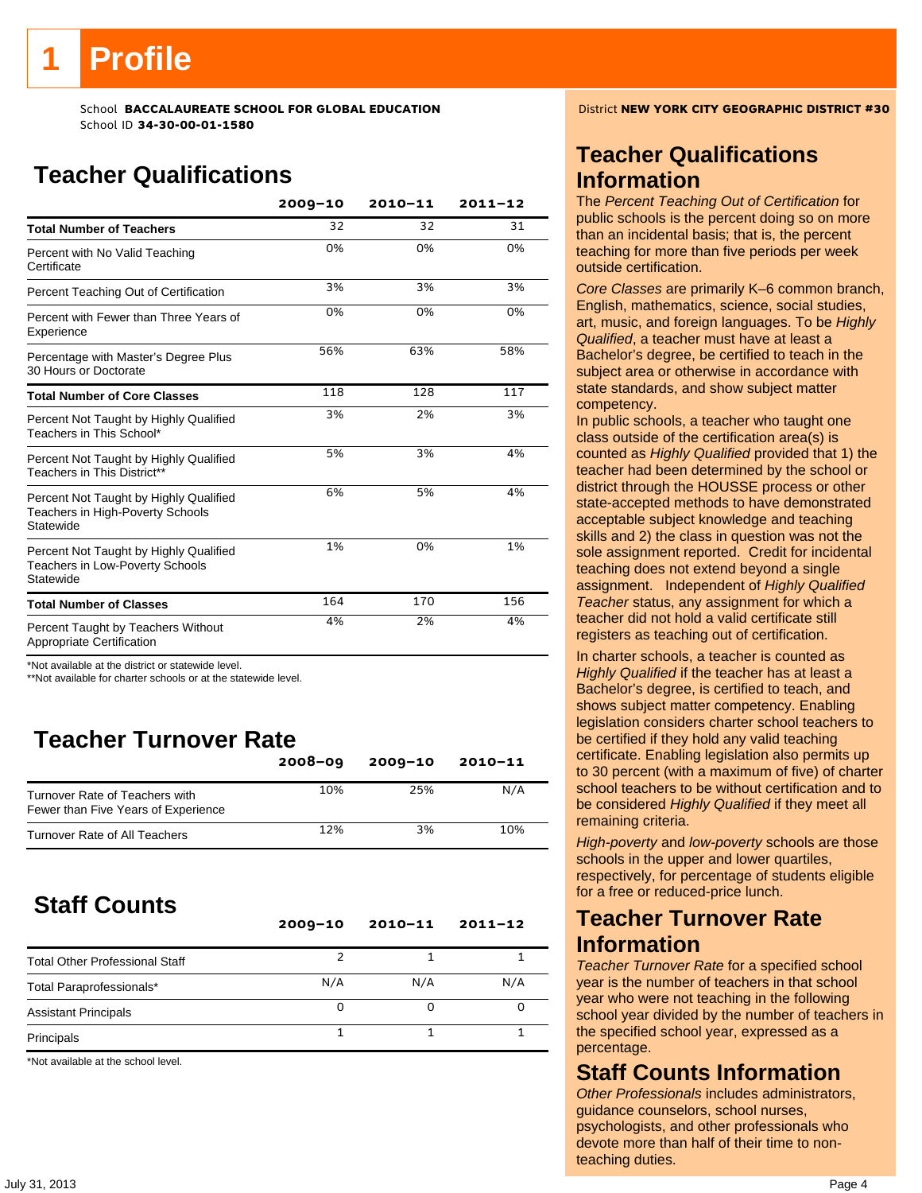# 1 Profile

School **BACCALAUREATE SCHOOL FOR GLOBAL EDUCATION**
School ID **34-30-00-01-1580**

District **NEW YORK CITY GEOGRAPHIC DISTRICT #30**

## Teacher Qualifications

| | 2009–10 | 2010–11 | 2011–12 |
|---|---|---|---|
| **Total Number of Teachers** | 32 | 32 | 31 |
| Percent with No Valid Teaching Certificate | 0% | 0% | 0% |
| Percent Teaching Out of Certification | 3% | 3% | 3% |
| Percent with Fewer than Three Years of Experience | 0% | 0% | 0% |
| Percentage with Master's Degree Plus 30 Hours or Doctorate | 56% | 63% | 58% |
| **Total Number of Core Classes** | 118 | 128 | 117 |
| Percent Not Taught by Highly Qualified Teachers in This School* | 3% | 2% | 3% |
| Percent Not Taught by Highly Qualified Teachers in This District** | 5% | 3% | 4% |
| Percent Not Taught by Highly Qualified Teachers in High-Poverty Schools Statewide | 6% | 5% | 4% |
| Percent Not Taught by Highly Qualified Teachers in Low-Poverty Schools Statewide | 1% | 0% | 1% |
| **Total Number of Classes** | 164 | 170 | 156 |
| Percent Taught by Teachers Without Appropriate Certification | 4% | 2% | 4% |

*Not available at the district or statewide level.
**Not available for charter schools or at the statewide level.

## Teacher Turnover Rate

| | 2008–09 | 2009–10 | 2010–11 |
|---|---|---|---|
| Turnover Rate of Teachers with Fewer than Five Years of Experience | 10% | 25% | N/A |
| Turnover Rate of All Teachers | 12% | 3% | 10% |

## Staff Counts

| | 2009–10 | 2010–11 | 2011–12 |
|---|---|---|---|
| Total Other Professional Staff | 2 | 1 | 1 |
| Total Paraprofessionals* | N/A | N/A | N/A |
| Assistant Principals | 0 | 0 | 0 |
| Principals | 1 | 1 | 1 |

*Not available at the school level.

## Teacher Qualifications Information

The *Percent Teaching Out of Certification* for public schools is the percent doing so on more than an incidental basis; that is, the percent teaching for more than five periods per week outside certification.

*Core Classes* are primarily K–6 common branch, English, mathematics, science, social studies, art, music, and foreign languages. To be *Highly Qualified*, a teacher must have at least a Bachelor's degree, be certified to teach in the subject area or otherwise in accordance with state standards, and show subject matter competency.

In public schools, a teacher who taught one class outside of the certification area(s) is counted as *Highly Qualified* provided that 1) the teacher had been determined by the school or district through the HOUSSE process or other state-accepted methods to have demonstrated acceptable subject knowledge and teaching skills and 2) the class in question was not the sole assignment reported. Credit for incidental teaching does not extend beyond a single assignment. Independent of *Highly Qualified Teacher* status, any assignment for which a teacher did not hold a valid certificate still registers as teaching out of certification.

In charter schools, a teacher is counted as *Highly Qualified* if the teacher has at least a Bachelor's degree, is certified to teach, and shows subject matter competency. Enabling legislation considers charter school teachers to be certified if they hold any valid teaching certificate. Enabling legislation also permits up to 30 percent (with a maximum of five) of charter school teachers to be without certification and to be considered *Highly Qualified* if they meet all remaining criteria.

*High-poverty* and *low-poverty* schools are those schools in the upper and lower quartiles, respectively, for percentage of students eligible for a free or reduced-price lunch.

## Teacher Turnover Rate Information

*Teacher Turnover Rate* for a specified school year is the number of teachers in that school year who were not teaching in the following school year divided by the number of teachers in the specified school year, expressed as a percentage.

## Staff Counts Information

*Other Professionals* includes administrators, guidance counselors, school nurses, psychologists, and other professionals who devote more than half of their time to non-teaching duties.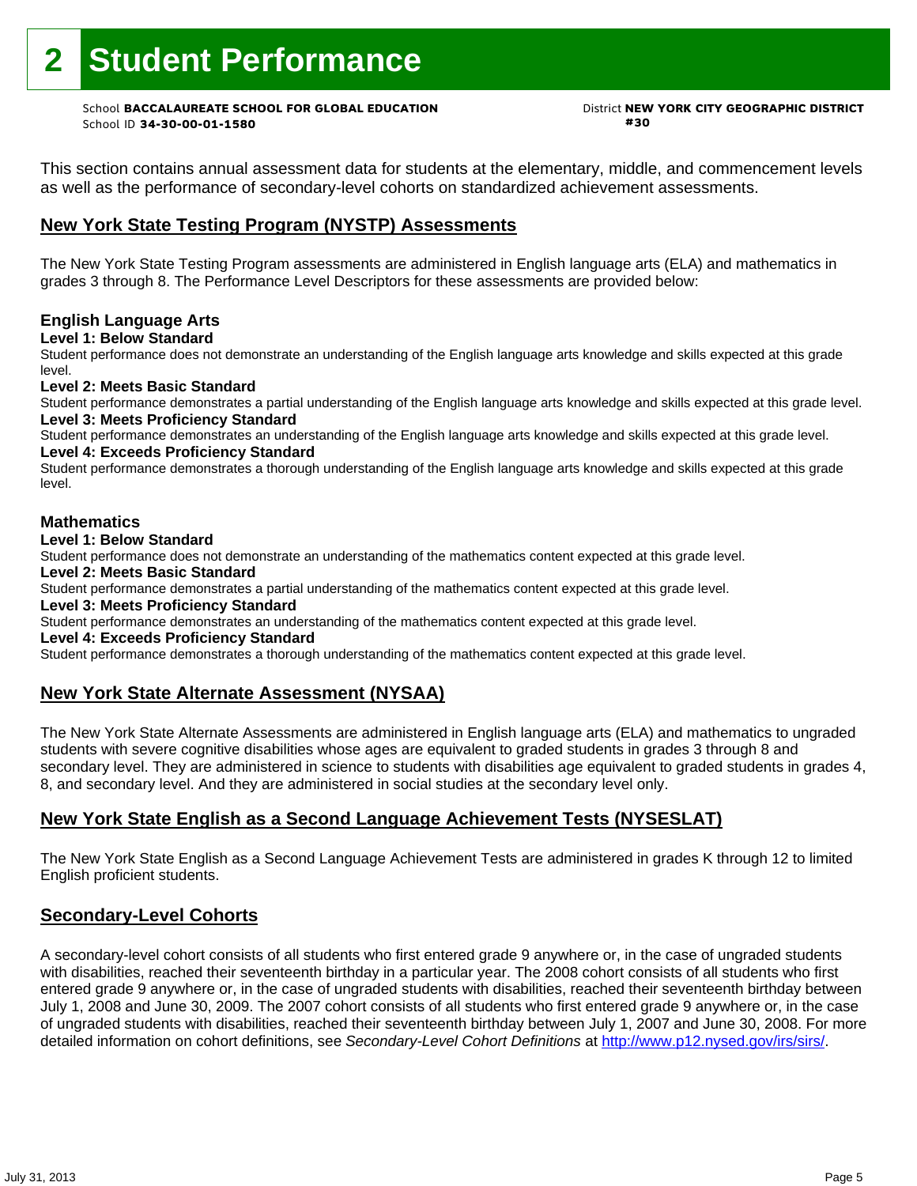# 2 Student Performance

School **BACCALAUREATE SCHOOL FOR GLOBAL EDUCATION**
School ID **34-30-00-01-1580**

District **NEW YORK CITY GEOGRAPHIC DISTRICT #30**

This section contains annual assessment data for students at the elementary, middle, and commencement levels as well as the performance of secondary-level cohorts on standardized achievement assessments.

## New York State Testing Program (NYSTP) Assessments

The New York State Testing Program assessments are administered in English language arts (ELA) and mathematics in grades 3 through 8. The Performance Level Descriptors for these assessments are provided below:

### English Language Arts

**Level 1: Below Standard**
Student performance does not demonstrate an understanding of the English language arts knowledge and skills expected at this grade level.

**Level 2: Meets Basic Standard**
Student performance demonstrates a partial understanding of the English language arts knowledge and skills expected at this grade level.

**Level 3: Meets Proficiency Standard**
Student performance demonstrates an understanding of the English language arts knowledge and skills expected at this grade level.

**Level 4: Exceeds Proficiency Standard**
Student performance demonstrates a thorough understanding of the English language arts knowledge and skills expected at this grade level.

### Mathematics

**Level 1: Below Standard**
Student performance does not demonstrate an understanding of the mathematics content expected at this grade level.

**Level 2: Meets Basic Standard**
Student performance demonstrates a partial understanding of the mathematics content expected at this grade level.

**Level 3: Meets Proficiency Standard**
Student performance demonstrates an understanding of the mathematics content expected at this grade level.

**Level 4: Exceeds Proficiency Standard**
Student performance demonstrates a thorough understanding of the mathematics content expected at this grade level.

## New York State Alternate Assessment (NYSAA)

The New York State Alternate Assessments are administered in English language arts (ELA) and mathematics to ungraded students with severe cognitive disabilities whose ages are equivalent to graded students in grades 3 through 8 and secondary level. They are administered in science to students with disabilities age equivalent to graded students in grades 4, 8, and secondary level. And they are administered in social studies at the secondary level only.

## New York State English as a Second Language Achievement Tests (NYSESLAT)

The New York State English as a Second Language Achievement Tests are administered in grades K through 12 to limited English proficient students.

## Secondary-Level Cohorts

A secondary-level cohort consists of all students who first entered grade 9 anywhere or, in the case of ungraded students with disabilities, reached their seventeenth birthday in a particular year. The 2008 cohort consists of all students who first entered grade 9 anywhere or, in the case of ungraded students with disabilities, reached their seventeenth birthday between July 1, 2008 and June 30, 2009. The 2007 cohort consists of all students who first entered grade 9 anywhere or, in the case of ungraded students with disabilities, reached their seventeenth birthday between July 1, 2007 and June 30, 2008. For more detailed information on cohort definitions, see *Secondary-Level Cohort Definitions* at http://www.p12.nysed.gov/irs/sirs/.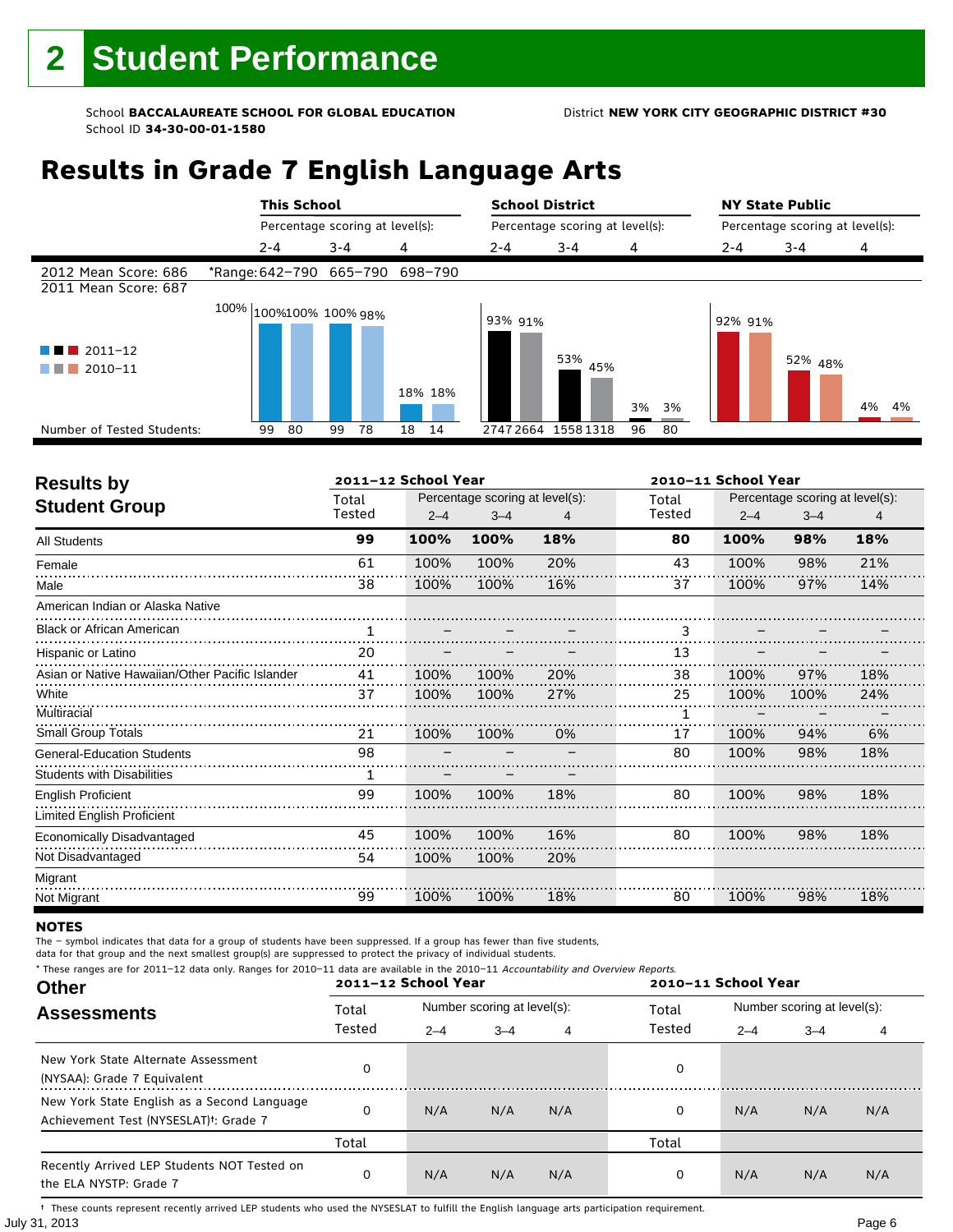# 2 Student Performance

School **BACCALAUREATE SCHOOL FOR GLOBAL EDUCATION**
School ID **34-30-00-01-1580**

District **NEW YORK CITY GEOGRAPHIC DISTRICT #30**

## Results in Grade 7 English Language Arts

2012 Mean Score: 686 — *Range: 642–790 (2–4), 665–790 (3–4), 698–790 (4)

2011 Mean Score: 687

| | This School 2–4 | | This School 3–4 | | This School 4 | | School District 2–4 | | School District 3–4 | | School District 4 | | NY State Public 2–4 | | NY State Public 3–4 | | NY State Public 4 | |
|---|---|---|---|---|---|---|---|---|---|---|---|---|---|---|---|---|---|---|
| | 2011–12 | 2010–11 | 2011–12 | 2010–11 | 2011–12 | 2010–11 | 2011–12 | 2010–11 | 2011–12 | 2010–11 | 2011–12 | 2010–11 | 2011–12 | 2010–11 | 2011–12 | 2010–11 | 2011–12 | 2010–11 |
| Percentage scoring at level(s) | 100% | 100% | 100% | 98% | 18% | 18% | 93% | 91% | 53% | 45% | 3% | 3% | 92% | 91% | 52% | 48% | 4% | 4% |
| Number of Tested Students | 99 | 80 | 99 | 78 | 18 | 14 | 2747 | 2664 | 1558 | 1318 | 96 | 80 | | | | | | |

## Results by Student Group

| | 2011–12 School Year | | | | 2010–11 School Year | | | |
|---|---|---|---|---|---|---|---|---|
| | Total Tested | Percentage scoring at level(s): 2–4 | 3–4 | 4 | Total Tested | Percentage scoring at level(s): 2–4 | 3–4 | 4 |
| **All Students** | **99** | **100%** | **100%** | **18%** | **80** | **100%** | **98%** | **18%** |
| Female | 61 | 100% | 100% | 20% | 43 | 100% | 98% | 21% |
| Male | 38 | 100% | 100% | 16% | 37 | 100% | 97% | 14% |
| American Indian or Alaska Native | | | | | | | | |
| Black or African American | 1 | – | – | – | 3 | – | – | – |
| Hispanic or Latino | 20 | – | – | – | 13 | – | – | – |
| Asian or Native Hawaiian/Other Pacific Islander | 41 | 100% | 100% | 20% | 38 | 100% | 97% | 18% |
| White | 37 | 100% | 100% | 27% | 25 | 100% | 100% | 24% |
| Multiracial | | | | | 1 | – | – | – |
| Small Group Totals | 21 | 100% | 100% | 0% | 17 | 100% | 94% | 6% |
| General-Education Students | 98 | – | – | – | 80 | 100% | 98% | 18% |
| Students with Disabilities | 1 | – | – | – | | | | |
| English Proficient | 99 | 100% | 100% | 18% | 80 | 100% | 98% | 18% |
| Limited English Proficient | | | | | | | | |
| Economically Disadvantaged | 45 | 100% | 100% | 16% | 80 | 100% | 98% | 18% |
| Not Disadvantaged | 54 | 100% | 100% | 20% | | | | |
| Migrant | | | | | | | | |
| Not Migrant | 99 | 100% | 100% | 18% | 80 | 100% | 98% | 18% |

**NOTES**

The – symbol indicates that data for a group of students have been suppressed. If a group has fewer than five students, data for that group and the next smallest group(s) are suppressed to protect the privacy of individual students.

\* These ranges are for 2011–12 data only. Ranges for 2010–11 data are available in the 2010–11 *Accountability and Overview Reports*.

## Other Assessments

| | 2011–12 School Year | | | | 2010–11 School Year | | | |
|---|---|---|---|---|---|---|---|---|
| | Total Tested | Number scoring at level(s): 2–4 | 3–4 | 4 | Total Tested | Number scoring at level(s): 2–4 | 3–4 | 4 |
| New York State Alternate Assessment (NYSAA): Grade 7 Equivalent | 0 | | | | 0 | | | |
| New York State English as a Second Language Achievement Test (NYSESLAT)†: Grade 7 | 0 | N/A | N/A | N/A | 0 | N/A | N/A | N/A |
| | Total | | | | Total | | | |
| Recently Arrived LEP Students NOT Tested on the ELA NYSTP: Grade 7 | 0 | N/A | N/A | N/A | 0 | N/A | N/A | N/A |

† These counts represent recently arrived LEP students who used the NYSESLAT to fulfill the English language arts participation requirement.

July 31, 2013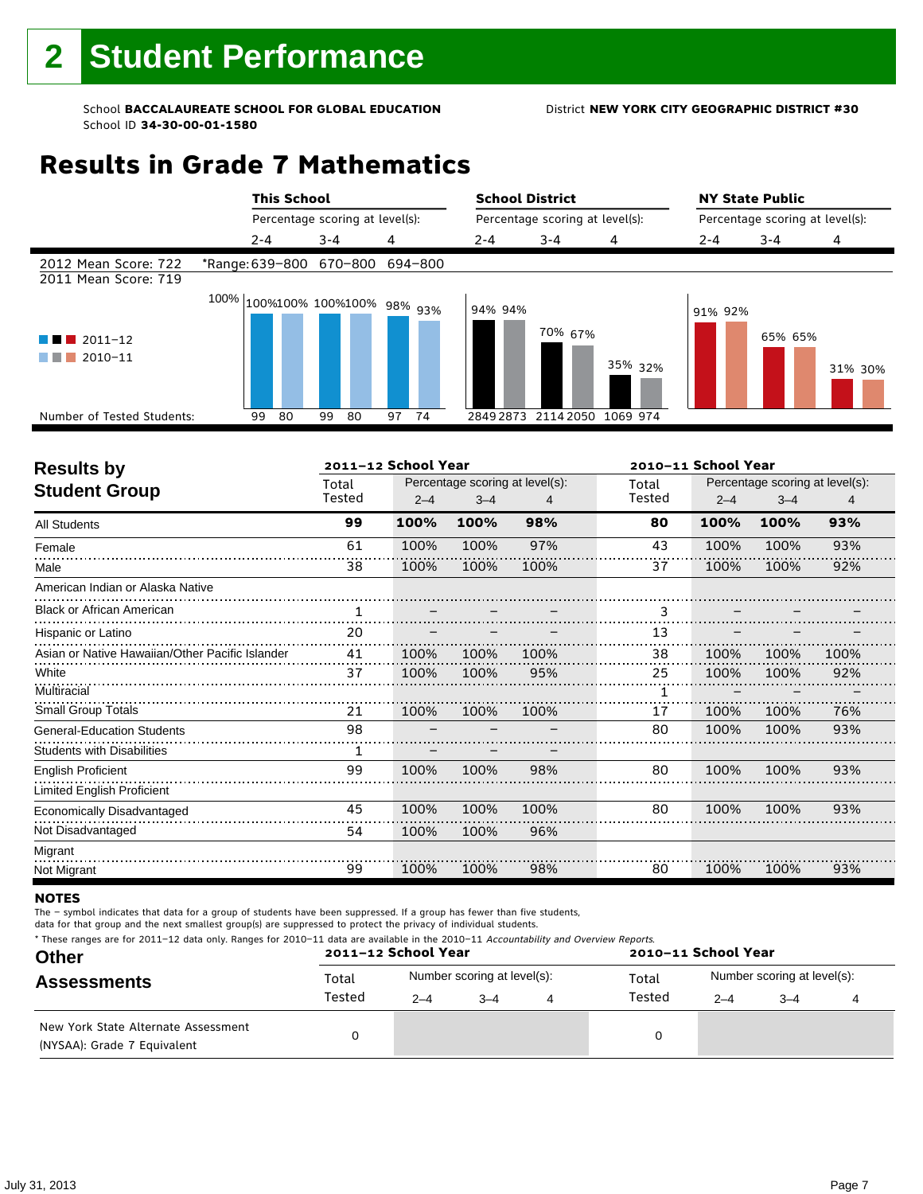# 2 Student Performance

School **BACCALAUREATE SCHOOL FOR GLOBAL EDUCATION**
School ID **34-30-00-01-1580**

District **NEW YORK CITY GEOGRAPHIC DISTRICT #30**

## Results in Grade 7 Mathematics

| | This School | | | School District | | | NY State Public | | |
|---|---|---|---|---|---|---|---|---|---|
| | Percentage scoring at level(s): | | | Percentage scoring at level(s): | | | Percentage scoring at level(s): | | |
| | 2-4 | 3-4 | 4 | 2-4 | 3-4 | 4 | 2-4 | 3-4 | 4 |
| 2012 Mean Score: 722 / 2011 Mean Score: 719 | *Range: 639–800 | 670–800 | 694–800 | | | | | | |
| 2011–12 | 100% | 100% | 98% | 94% | 70% | 35% | 91% | 65% | 31% |
| 2010–11 | 100% | 100% | 93% | 94% | 67% | 32% | 92% | 65% | 30% |
| Number of Tested Students (2011–12) | 99 | 99 | 97 | 2849 | 2114 | 1069 | | | |
| Number of Tested Students (2010–11) | 80 | 80 | 74 | 2873 | 2050 | 974 | | | |

## Results by Student Group

| | 2011–12 School Year | | | | 2010–11 School Year | | | |
|---|---|---|---|---|---|---|---|---|
| | Total Tested | Percentage scoring at level(s): 2–4 | 3–4 | 4 | Total Tested | Percentage scoring at level(s): 2–4 | 3–4 | 4 |
| **All Students** | **99** | **100%** | **100%** | **98%** | **80** | **100%** | **100%** | **93%** |
| Female | 61 | 100% | 100% | 97% | 43 | 100% | 100% | 93% |
| Male | 38 | 100% | 100% | 100% | 37 | 100% | 100% | 92% |
| American Indian or Alaska Native | | | | | | | | |
| Black or African American | 1 | – | – | – | 3 | – | – | – |
| Hispanic or Latino | 20 | – | – | – | 13 | – | – | – |
| Asian or Native Hawaiian/Other Pacific Islander | 41 | 100% | 100% | 100% | 38 | 100% | 100% | 100% |
| White | 37 | 100% | 100% | 95% | 25 | 100% | 100% | 92% |
| Multiracial | | | | | 1 | – | – | – |
| Small Group Totals | 21 | 100% | 100% | 100% | 17 | 100% | 100% | 76% |
| General-Education Students | 98 | – | – | – | 80 | 100% | 100% | 93% |
| Students with Disabilities | 1 | – | – | – | | | | |
| English Proficient | 99 | 100% | 100% | 98% | 80 | 100% | 100% | 93% |
| Limited English Proficient | | | | | | | | |
| Economically Disadvantaged | 45 | 100% | 100% | 100% | 80 | 100% | 100% | 93% |
| Not Disadvantaged | 54 | 100% | 100% | 96% | | | | |
| Migrant | | | | | | | | |
| Not Migrant | 99 | 100% | 100% | 98% | 80 | 100% | 100% | 93% |

**NOTES**

The – symbol indicates that data for a group of students have been suppressed. If a group has fewer than five students, data for that group and the next smallest group(s) are suppressed to protect the privacy of individual students.

* These ranges are for 2011–12 data only. Ranges for 2010–11 data are available in the 2010–11 *Accountability and Overview Reports.*

## Other Assessments

| | 2011–12 School Year | | | | 2010–11 School Year | | | |
|---|---|---|---|---|---|---|---|---|
| | Total Tested | Number scoring at level(s): 2–4 | 3–4 | 4 | Total Tested | Number scoring at level(s): 2–4 | 3–4 | 4 |
| New York State Alternate Assessment (NYSAA): Grade 7 Equivalent | 0 | | | | 0 | | | |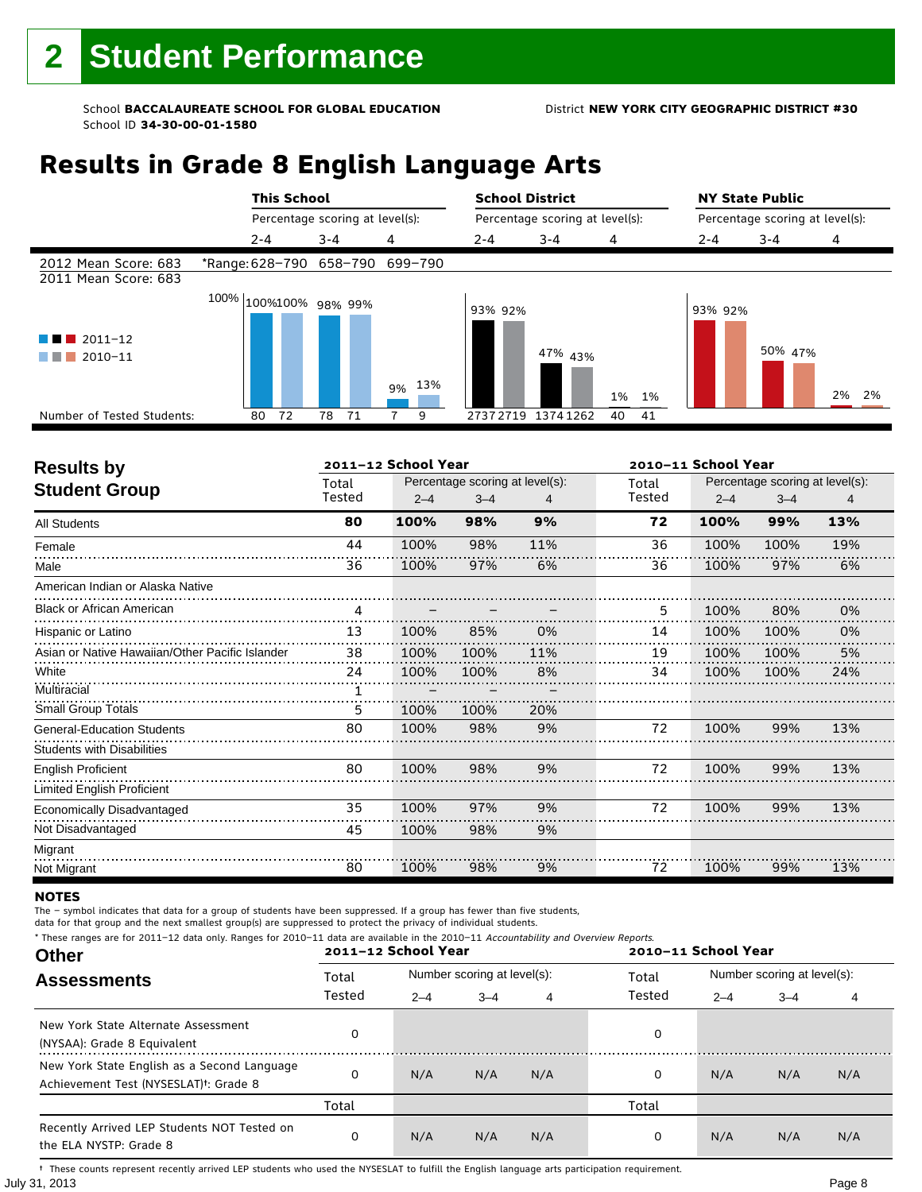# 2 Student Performance

School **BACCALAUREATE SCHOOL FOR GLOBAL EDUCATION**
School ID **34-30-00-01-1580**

District **NEW YORK CITY GEOGRAPHIC DISTRICT #30**

## Results in Grade 8 English Language Arts

| | This School | | | School District | | | NY State Public | | |
|---|---|---|---|---|---|---|---|---|---|
| | Percentage scoring at level(s): | | | Percentage scoring at level(s): | | | Percentage scoring at level(s): | | |
| | 2-4 | 3-4 | 4 | 2-4 | 3-4 | 4 | 2-4 | 3-4 | 4 |
| 2012 Mean Score: 683 | *Range: 628–790 | 658–790 | 699–790 | | | | | | |
| 2011 Mean Score: 683 | | | | | | | | | |
| 2011–12 | 100% | 98% | 9% | 93% | 47% | 1% | 93% | 50% | 2% |
| 2010–11 | 100% | 99% | 13% | 92% | 43% | 1% | 92% | 47% | 2% |
| Number of Tested Students: 2011–12 | 80 | 78 | 7 | 2737 | 1374 | 40 | | | |
| Number of Tested Students: 2010–11 | 72 | 71 | 9 | 2719 | 1262 | 41 | | | |

| Results by Student Group | 2011–12 School Year | | | | 2010–11 School Year | | | |
|---|---|---|---|---|---|---|---|---|
| | Total Tested | Percentage scoring at level(s): 2–4 | 3–4 | 4 | Total Tested | Percentage scoring at level(s): 2–4 | 3–4 | 4 |
| All Students | **80** | **100%** | **98%** | **9%** | **72** | **100%** | **99%** | **13%** |
| Female | 44 | 100% | 98% | 11% | 36 | 100% | 100% | 19% |
| Male | 36 | 100% | 97% | 6% | 36 | 100% | 97% | 6% |
| American Indian or Alaska Native | | | | | | | | |
| Black or African American | 4 | – | – | – | 5 | 100% | 80% | 0% |
| Hispanic or Latino | 13 | 100% | 85% | 0% | 14 | 100% | 100% | 0% |
| Asian or Native Hawaiian/Other Pacific Islander | 38 | 100% | 100% | 11% | 19 | 100% | 100% | 5% |
| White | 24 | 100% | 100% | 8% | 34 | 100% | 100% | 24% |
| Multiracial | 1 | – | – | – | | | | |
| Small Group Totals | 5 | 100% | 100% | 20% | | | | |
| General-Education Students | 80 | 100% | 98% | 9% | 72 | 100% | 99% | 13% |
| Students with Disabilities | | | | | | | | |
| English Proficient | 80 | 100% | 98% | 9% | 72 | 100% | 99% | 13% |
| Limited English Proficient | | | | | | | | |
| Economically Disadvantaged | 35 | 100% | 97% | 9% | 72 | 100% | 99% | 13% |
| Not Disadvantaged | 45 | 100% | 98% | 9% | | | | |
| Migrant | | | | | | | | |
| Not Migrant | 80 | 100% | 98% | 9% | 72 | 100% | 99% | 13% |

**NOTES**

The – symbol indicates that data for a group of students have been suppressed. If a group has fewer than five students, data for that group and the next smallest group(s) are suppressed to protect the privacy of individual students.

\* These ranges are for 2011–12 data only. Ranges for 2010–11 data are available in the 2010–11 *Accountability and Overview Reports.*

| Other Assessments | 2011–12 School Year | | | | 2010–11 School Year | | | |
|---|---|---|---|---|---|---|---|---|
| | Total Tested | Number scoring at level(s): 2–4 | 3–4 | 4 | Total Tested | Number scoring at level(s): 2–4 | 3–4 | 4 |
| New York State Alternate Assessment (NYSAA): Grade 8 Equivalent | 0 | | | | 0 | | | |
| New York State English as a Second Language Achievement Test (NYSESLAT)†: Grade 8 | 0 | N/A | N/A | N/A | 0 | N/A | N/A | N/A |
| | Total | | | | Total | | | |
| Recently Arrived LEP Students NOT Tested on the ELA NYSTP: Grade 8 | 0 | N/A | N/A | N/A | 0 | N/A | N/A | N/A |

† These counts represent recently arrived LEP students who used the NYSESLAT to fulfill the English language arts participation requirement.

July 31, 2013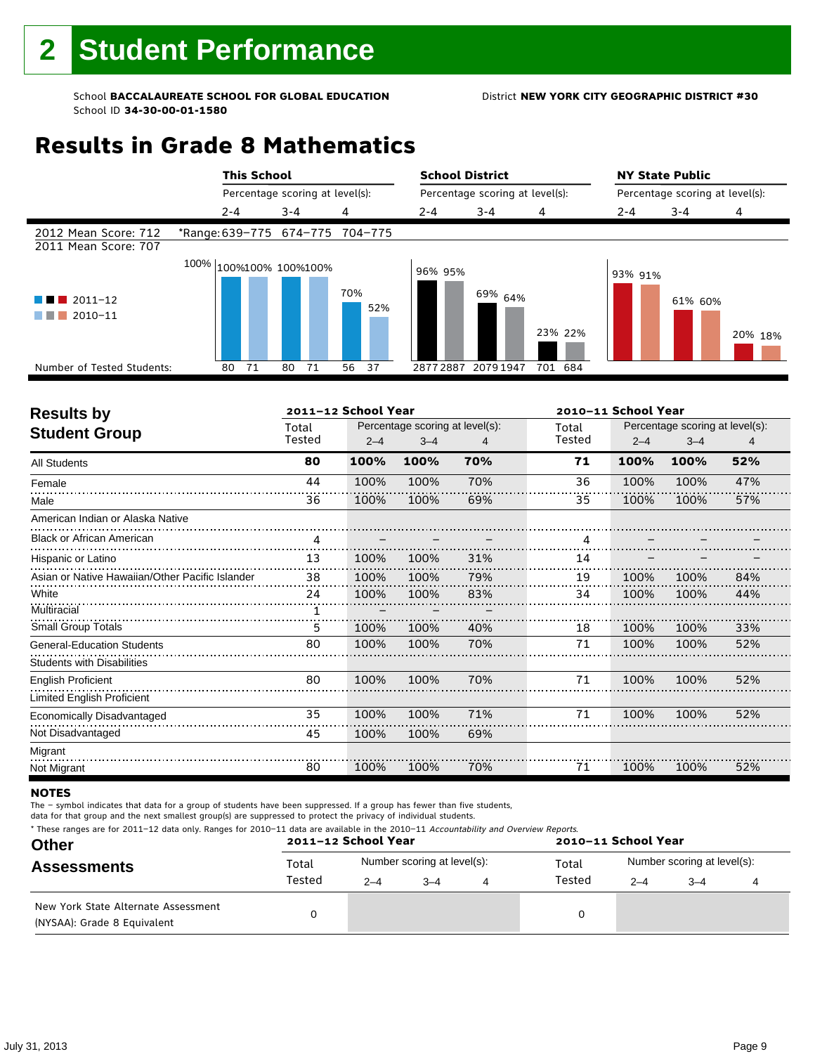# 2 Student Performance

School **BACCALAUREATE SCHOOL FOR GLOBAL EDUCATION**
School ID **34-30-00-01-1580**

District **NEW YORK CITY GEOGRAPHIC DISTRICT #30**

## Results in Grade 8 Mathematics

| | This School 2-4 | This School 3-4 | This School 4 | School District 2-4 | School District 3-4 | School District 4 | NY State Public 2-4 | NY State Public 3-4 | NY State Public 4 |
|---|---|---|---|---|---|---|---|---|---|
| 2012 Mean Score: 712 | *Range: 639–775 | 674–775 | 704–775 | | | | | | |
| 2011 Mean Score: 707 | | | | | | | | | |
| 2011–12 | 100% | 100% | 70% | 96% | 69% | 23% | 93% | 61% | 20% |
| 2010–11 | 100% | 100% | 52% | 95% | 64% | 22% | 91% | 60% | 18% |
| Number of Tested Students (2011–12) | 80 | 80 | 56 | 2877 | 2079 | 701 | | | |
| Number of Tested Students (2010–11) | 71 | 71 | 37 | 2887 | 1947 | 684 | | | |

## Results by Student Group

| | 2011–12 Total Tested | 2011–12 2–4 | 2011–12 3–4 | 2011–12 4 | 2010–11 Total Tested | 2010–11 2–4 | 2010–11 3–4 | 2010–11 4 |
|---|---|---|---|---|---|---|---|---|
| **All Students** | **80** | **100%** | **100%** | **70%** | **71** | **100%** | **100%** | **52%** |
| Female | 44 | 100% | 100% | 70% | 36 | 100% | 100% | 47% |
| Male | 36 | 100% | 100% | 69% | 35 | 100% | 100% | 57% |
| American Indian or Alaska Native | | | | | | | | |
| Black or African American | 4 | – | – | – | 4 | – | – | – |
| Hispanic or Latino | 13 | 100% | 100% | 31% | 14 | – | – | – |
| Asian or Native Hawaiian/Other Pacific Islander | 38 | 100% | 100% | 79% | 19 | 100% | 100% | 84% |
| White | 24 | 100% | 100% | 83% | 34 | 100% | 100% | 44% |
| Multiracial | 1 | – | – | – | | | | |
| Small Group Totals | 5 | 100% | 100% | 40% | 18 | 100% | 100% | 33% |
| General-Education Students | 80 | 100% | 100% | 70% | 71 | 100% | 100% | 52% |
| Students with Disabilities | | | | | | | | |
| English Proficient | 80 | 100% | 100% | 70% | 71 | 100% | 100% | 52% |
| Limited English Proficient | | | | | | | | |
| Economically Disadvantaged | 35 | 100% | 100% | 71% | 71 | 100% | 100% | 52% |
| Not Disadvantaged | 45 | 100% | 100% | 69% | | | | |
| Migrant | | | | | | | | |
| Not Migrant | 80 | 100% | 100% | 70% | 71 | 100% | 100% | 52% |

### NOTES

The – symbol indicates that data for a group of students have been suppressed. If a group has fewer than five students, data for that group and the next smallest group(s) are suppressed to protect the privacy of individual students.

\* These ranges are for 2011–12 data only. Ranges for 2010–11 data are available in the 2010–11 *Accountability and Overview Reports.*

## Other Assessments

| | 2011–12 Total Tested | 2011–12 Number scoring 2–4 | 2011–12 Number scoring 3–4 | 2011–12 Number scoring 4 | 2010–11 Total Tested | 2010–11 Number scoring 2–4 | 2010–11 Number scoring 3–4 | 2010–11 Number scoring 4 |
|---|---|---|---|---|---|---|---|---|
| New York State Alternate Assessment (NYSAA): Grade 8 Equivalent | 0 | | | | 0 | | | |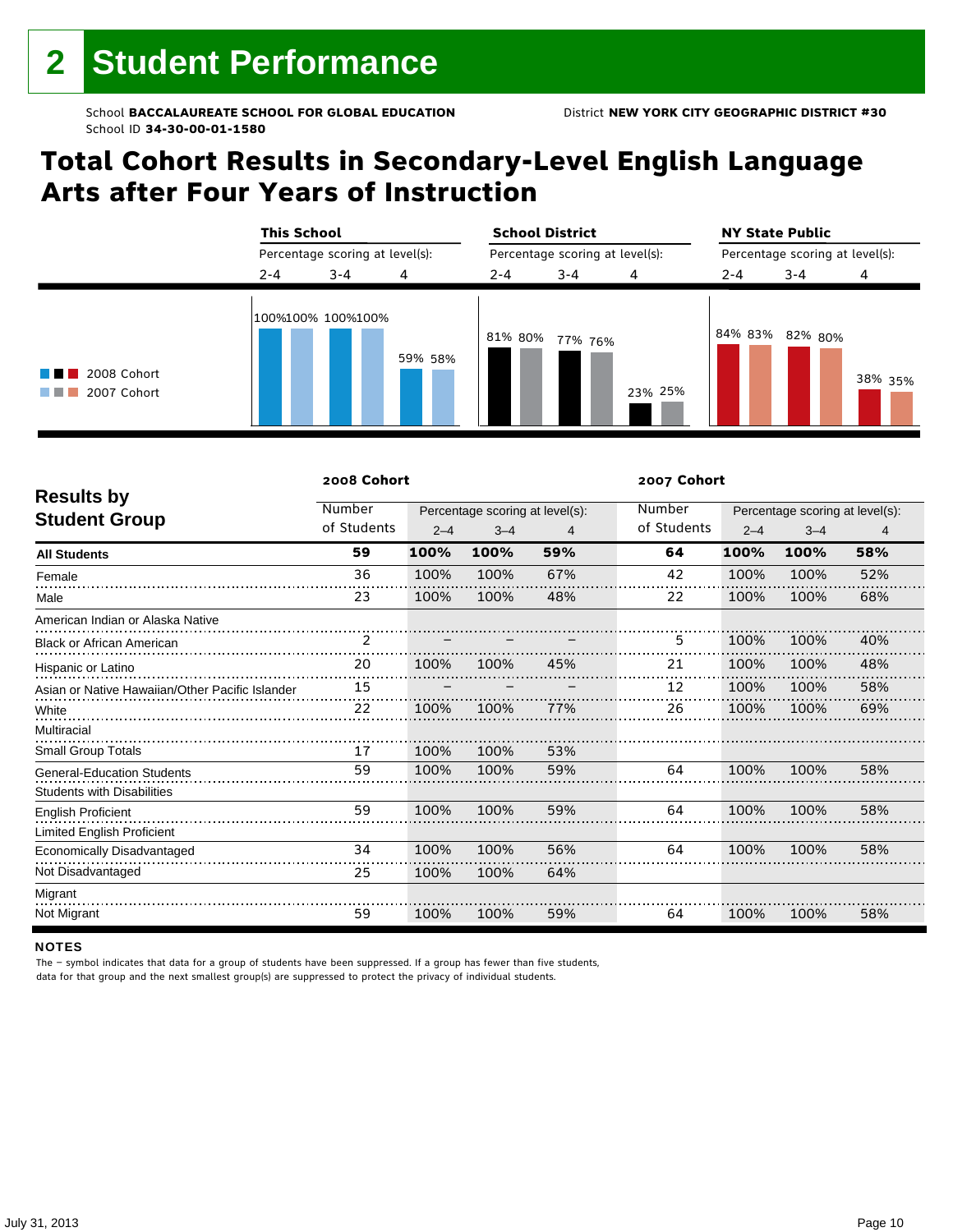# 2 Student Performance

School **BACCALAUREATE SCHOOL FOR GLOBAL EDUCATION**
School ID **34-30-00-01-1580**

District **NEW YORK CITY GEOGRAPHIC DISTRICT #30**

## Total Cohort Results in Secondary-Level English Language Arts after Four Years of Instruction

| | This School | | | School District | | | NY State Public | | |
|---|---|---|---|---|---|---|---|---|---|
| | Percentage scoring at level(s): | | | Percentage scoring at level(s): | | | Percentage scoring at level(s): | | |
| | 2-4 | 3-4 | 4 | 2-4 | 3-4 | 4 | 2-4 | 3-4 | 4 |
| 2008 Cohort | 100% | 100% | 59% | 81% | 77% | 23% | 84% | 82% | 38% |
| 2007 Cohort | 100% | 100% | 58% | 80% | 76% | 25% | 83% | 80% | 35% |

| Results by Student Group | 2008 Cohort | | | | 2007 Cohort | | | |
|---|---|---|---|---|---|---|---|---|
| | Number of Students | Percentage scoring at level(s): 2–4 | 3–4 | 4 | Number of Students | Percentage scoring at level(s): 2–4 | 3–4 | 4 |
| **All Students** | **59** | **100%** | **100%** | **59%** | **64** | **100%** | **100%** | **58%** |
| Female | 36 | 100% | 100% | 67% | 42 | 100% | 100% | 52% |
| Male | 23 | 100% | 100% | 48% | 22 | 100% | 100% | 68% |
| American Indian or Alaska Native | | | | | | | | |
| Black or African American | 2 | – | – | – | 5 | 100% | 100% | 40% |
| Hispanic or Latino | 20 | 100% | 100% | 45% | 21 | 100% | 100% | 48% |
| Asian or Native Hawaiian/Other Pacific Islander | 15 | – | – | – | 12 | 100% | 100% | 58% |
| White | 22 | 100% | 100% | 77% | 26 | 100% | 100% | 69% |
| Multiracial | | | | | | | | |
| Small Group Totals | 17 | 100% | 100% | 53% | | | | |
| General-Education Students | 59 | 100% | 100% | 59% | 64 | 100% | 100% | 58% |
| Students with Disabilities | | | | | | | | |
| English Proficient | 59 | 100% | 100% | 59% | 64 | 100% | 100% | 58% |
| Limited English Proficient | | | | | | | | |
| Economically Disadvantaged | 34 | 100% | 100% | 56% | 64 | 100% | 100% | 58% |
| Not Disadvantaged | 25 | 100% | 100% | 64% | | | | |
| Migrant | | | | | | | | |
| Not Migrant | 59 | 100% | 100% | 59% | 64 | 100% | 100% | 58% |

### NOTES

The – symbol indicates that data for a group of students have been suppressed. If a group has fewer than five students, data for that group and the next smallest group(s) are suppressed to protect the privacy of individual students.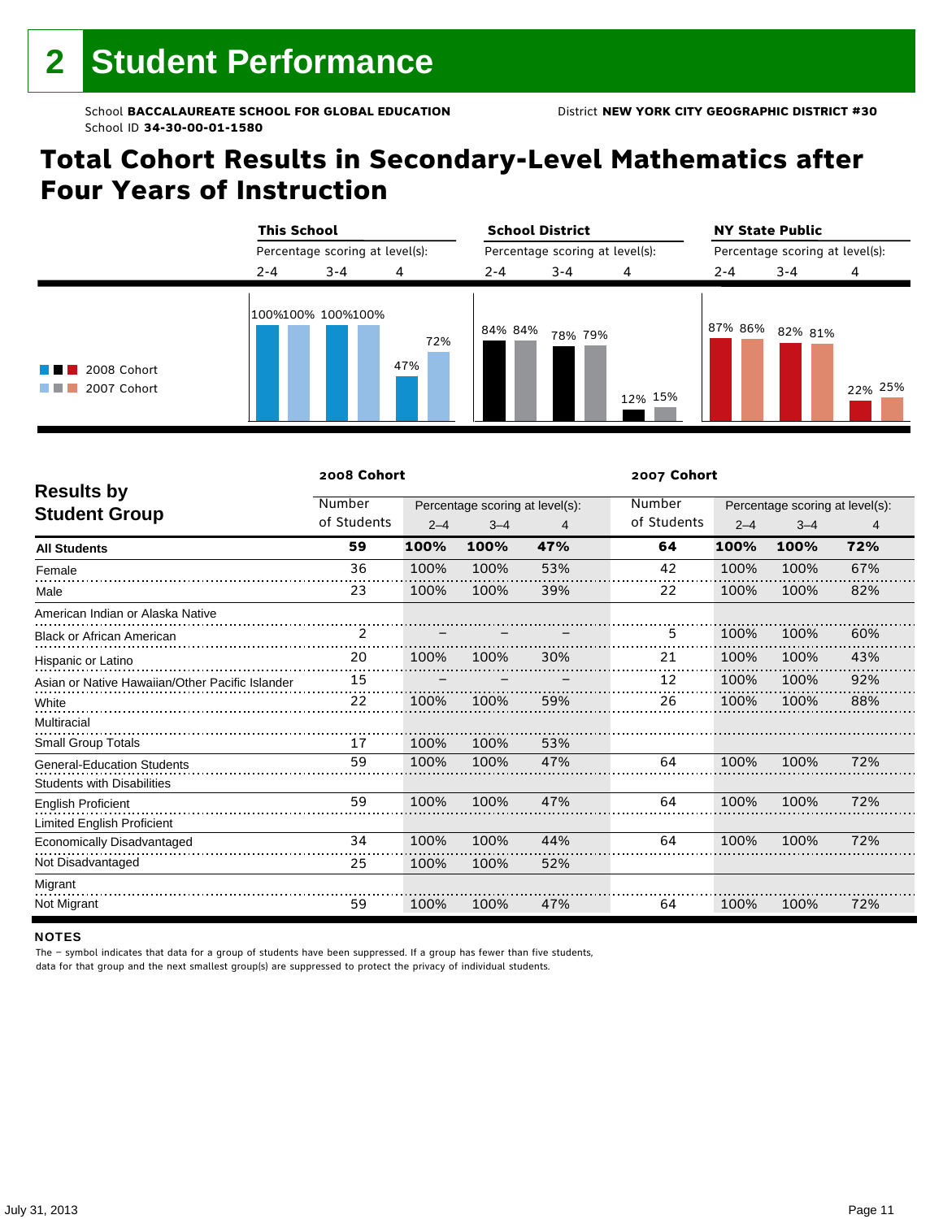# 2 Student Performance

School **BACCALAUREATE SCHOOL FOR GLOBAL EDUCATION** District **NEW YORK CITY GEOGRAPHIC DISTRICT #30**
School ID **34-30-00-01-1580**

## Total Cohort Results in Secondary-Level Mathematics after Four Years of Instruction

| | This School | | | School District | | | NY State Public | | |
|---|---|---|---|---|---|---|---|---|---|
| | Percentage scoring at level(s): | | | Percentage scoring at level(s): | | | Percentage scoring at level(s): | | |
| | 2-4 | 3-4 | 4 | 2-4 | 3-4 | 4 | 2-4 | 3-4 | 4 |
| 2008 Cohort | 100% | 100% | 47% | 84% | 78% | 12% | 87% | 82% | 22% |
| 2007 Cohort | 100% | 100% | 72% | 84% | 79% | 15% | 86% | 81% | 25% |

| Results by Student Group | 2008 Cohort | | | | 2007 Cohort | | | |
|---|---|---|---|---|---|---|---|---|
| | Number of Students | Percentage scoring at level(s): 2–4 | 3–4 | 4 | Number of Students | Percentage scoring at level(s): 2–4 | 3–4 | 4 |
| **All Students** | **59** | **100%** | **100%** | **47%** | **64** | **100%** | **100%** | **72%** |
| Female | 36 | 100% | 100% | 53% | 42 | 100% | 100% | 67% |
| Male | 23 | 100% | 100% | 39% | 22 | 100% | 100% | 82% |
| American Indian or Alaska Native | | | | | | | | |
| Black or African American | 2 | – | – | – | 5 | 100% | 100% | 60% |
| Hispanic or Latino | 20 | 100% | 100% | 30% | 21 | 100% | 100% | 43% |
| Asian or Native Hawaiian/Other Pacific Islander | 15 | – | – | – | 12 | 100% | 100% | 92% |
| White | 22 | 100% | 100% | 59% | 26 | 100% | 100% | 88% |
| Multiracial | | | | | | | | |
| Small Group Totals | 17 | 100% | 100% | 53% | | | | |
| General-Education Students | 59 | 100% | 100% | 47% | 64 | 100% | 100% | 72% |
| Students with Disabilities | | | | | | | | |
| English Proficient | 59 | 100% | 100% | 47% | 64 | 100% | 100% | 72% |
| Limited English Proficient | | | | | | | | |
| Economically Disadvantaged | 34 | 100% | 100% | 44% | 64 | 100% | 100% | 72% |
| Not Disadvantaged | 25 | 100% | 100% | 52% | | | | |
| Migrant | | | | | | | | |
| Not Migrant | 59 | 100% | 100% | 47% | 64 | 100% | 100% | 72% |

**NOTES**

The – symbol indicates that data for a group of students have been suppressed. If a group has fewer than five students, data for that group and the next smallest group(s) are suppressed to protect the privacy of individual students.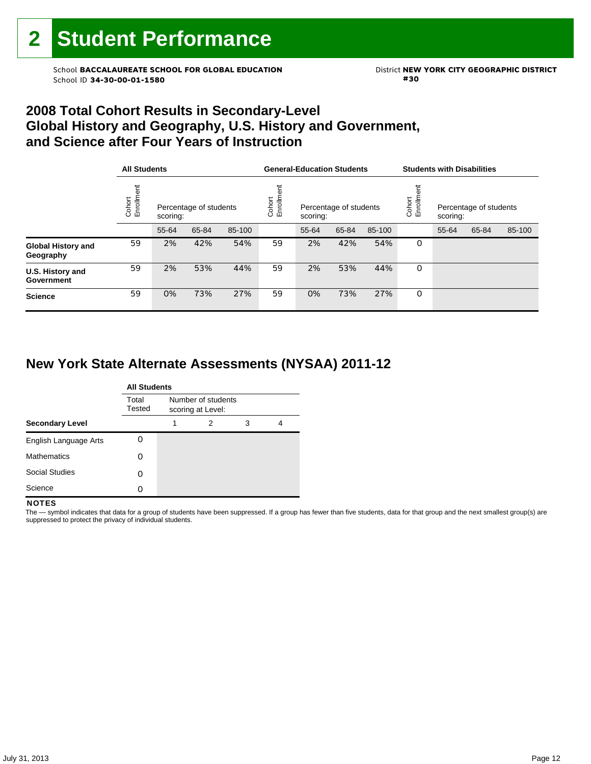# 2 Student Performance

School **BACCALAUREATE SCHOOL FOR GLOBAL EDUCATION**
School ID **34-30-00-01-1580**

District **NEW YORK CITY GEOGRAPHIC DISTRICT #30**

## 2008 Total Cohort Results in Secondary-Level Global History and Geography, U.S. History and Government, and Science after Four Years of Instruction

| | All Students | | | | General-Education Students | | | | Students with Disabilities | | | |
|---|---|---|---|---|---|---|---|---|---|---|---|---|
| | Cohort Enrollment | Percentage of students scoring: | | | Cohort Enrollment | Percentage of students scoring: | | | Cohort Enrollment | Percentage of students scoring: | | |
| | | 55-64 | 65-84 | 85-100 | | 55-64 | 65-84 | 85-100 | | 55-64 | 65-84 | 85-100 |
| **Global History and Geography** | 59 | 2% | 42% | 54% | 59 | 2% | 42% | 54% | 0 | | | |
| **U.S. History and Government** | 59 | 2% | 53% | 44% | 59 | 2% | 53% | 44% | 0 | | | |
| **Science** | 59 | 0% | 73% | 27% | 59 | 0% | 73% | 27% | 0 | | | |

## New York State Alternate Assessments (NYSAA) 2011-12

| | All Students | | | | |
|---|---|---|---|---|---|
| | Total Tested | Number of students scoring at Level: | | | |
| **Secondary Level** | | 1 | 2 | 3 | 4 |
| English Language Arts | 0 | | | | |
| Mathematics | 0 | | | | |
| Social Studies | 0 | | | | |
| Science | 0 | | | | |

**NOTES**

The — symbol indicates that data for a group of students have been suppressed. If a group has fewer than five students, data for that group and the next smallest group(s) are suppressed to protect the privacy of individual students.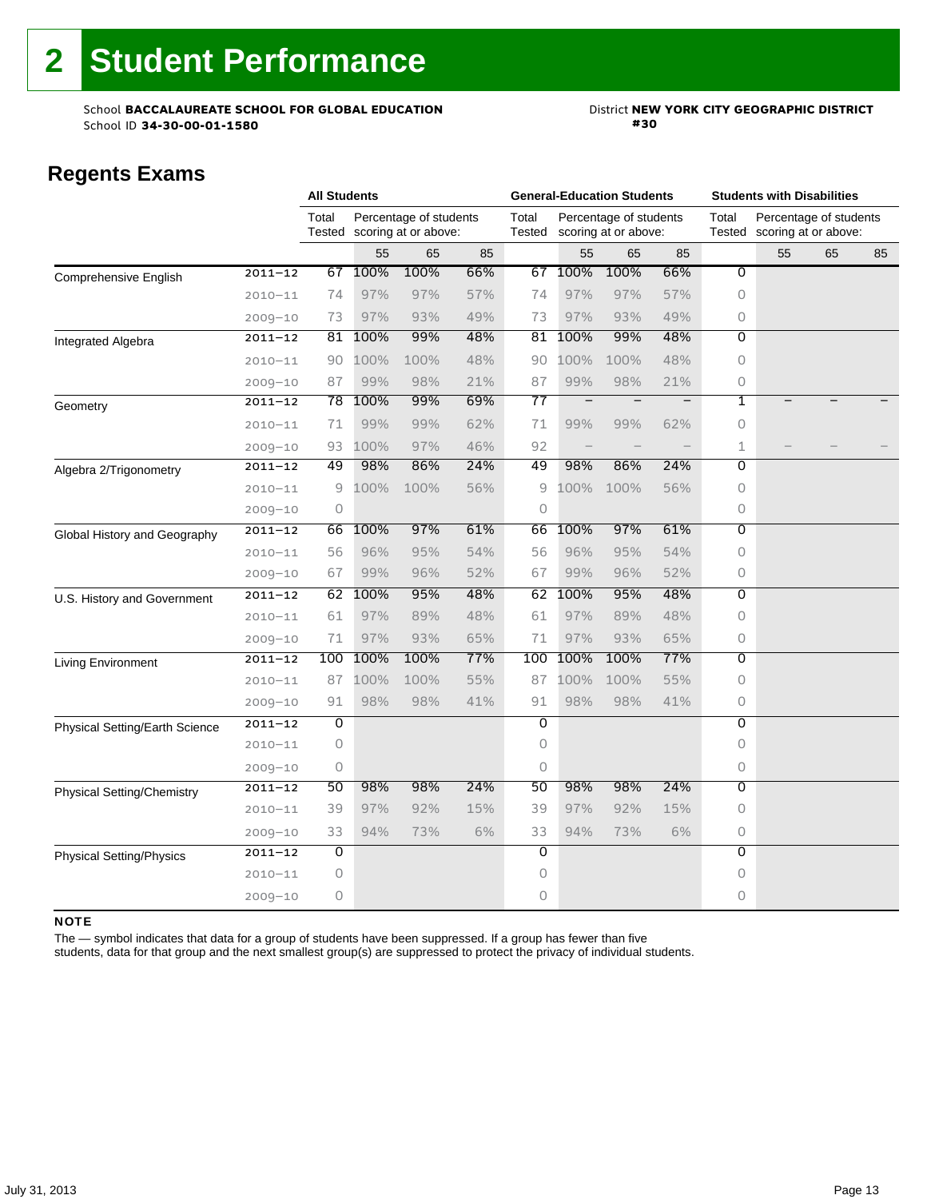# 2 Student Performance

School **BACCALAUREATE SCHOOL FOR GLOBAL EDUCATION**
School ID **34-30-00-01-1580**

District **NEW YORK CITY GEOGRAPHIC DISTRICT #30**

## Regents Exams

| | | All Students | | | | General-Education Students | | | | Students with Disabilities | | | |
|---|---|---|---|---|---|---|---|---|---|---|---|---|---|
| | | Total Tested | Percentage of students scoring at or above: | | | Total Tested | Percentage of students scoring at or above: | | | Total Tested | Percentage of students scoring at or above: | | |
| | | | 55 | 65 | 85 | | 55 | 65 | 85 | | 55 | 65 | 85 |
| Comprehensive English | 2011–12 | 67 | 100% | 100% | 66% | 67 | 100% | 100% | 66% | 0 | | | |
| | 2010–11 | 74 | 97% | 97% | 57% | 74 | 97% | 97% | 57% | 0 | | | |
| | 2009–10 | 73 | 97% | 93% | 49% | 73 | 97% | 93% | 49% | 0 | | | |
| Integrated Algebra | 2011–12 | 81 | 100% | 99% | 48% | 81 | 100% | 99% | 48% | 0 | | | |
| | 2010–11 | 90 | 100% | 100% | 48% | 90 | 100% | 100% | 48% | 0 | | | |
| | 2009–10 | 87 | 99% | 98% | 21% | 87 | 99% | 98% | 21% | 0 | | | |
| Geometry | 2011–12 | 78 | 100% | 99% | 69% | 77 | – | – | – | 1 | – | – | – |
| | 2010–11 | 71 | 99% | 99% | 62% | 71 | 99% | 99% | 62% | 0 | | | |
| | 2009–10 | 93 | 100% | 97% | 46% | 92 | – | – | – | 1 | – | – | – |
| Algebra 2/Trigonometry | 2011–12 | 49 | 98% | 86% | 24% | 49 | 98% | 86% | 24% | 0 | | | |
| | 2010–11 | 9 | 100% | 100% | 56% | 9 | 100% | 100% | 56% | 0 | | | |
| | 2009–10 | 0 | | | | 0 | | | | 0 | | | |
| Global History and Geography | 2011–12 | 66 | 100% | 97% | 61% | 66 | 100% | 97% | 61% | 0 | | | |
| | 2010–11 | 56 | 96% | 95% | 54% | 56 | 96% | 95% | 54% | 0 | | | |
| | 2009–10 | 67 | 99% | 96% | 52% | 67 | 99% | 96% | 52% | 0 | | | |
| U.S. History and Government | 2011–12 | 62 | 100% | 95% | 48% | 62 | 100% | 95% | 48% | 0 | | | |
| | 2010–11 | 61 | 97% | 89% | 48% | 61 | 97% | 89% | 48% | 0 | | | |
| | 2009–10 | 71 | 97% | 93% | 65% | 71 | 97% | 93% | 65% | 0 | | | |
| Living Environment | 2011–12 | 100 | 100% | 100% | 77% | 100 | 100% | 100% | 77% | 0 | | | |
| | 2010–11 | 87 | 100% | 100% | 55% | 87 | 100% | 100% | 55% | 0 | | | |
| | 2009–10 | 91 | 98% | 98% | 41% | 91 | 98% | 98% | 41% | 0 | | | |
| Physical Setting/Earth Science | 2011–12 | 0 | | | | 0 | | | | 0 | | | |
| | 2010–11 | 0 | | | | 0 | | | | 0 | | | |
| | 2009–10 | 0 | | | | 0 | | | | 0 | | | |
| Physical Setting/Chemistry | 2011–12 | 50 | 98% | 98% | 24% | 50 | 98% | 98% | 24% | 0 | | | |
| | 2010–11 | 39 | 97% | 92% | 15% | 39 | 97% | 92% | 15% | 0 | | | |
| | 2009–10 | 33 | 94% | 73% | 6% | 33 | 94% | 73% | 6% | 0 | | | |
| Physical Setting/Physics | 2011–12 | 0 | | | | 0 | | | | 0 | | | |
| | 2010–11 | 0 | | | | 0 | | | | 0 | | | |
| | 2009–10 | 0 | | | | 0 | | | | 0 | | | |

**NOTE**

The — symbol indicates that data for a group of students have been suppressed. If a group has fewer than five students, data for that group and the next smallest group(s) are suppressed to protect the privacy of individual students.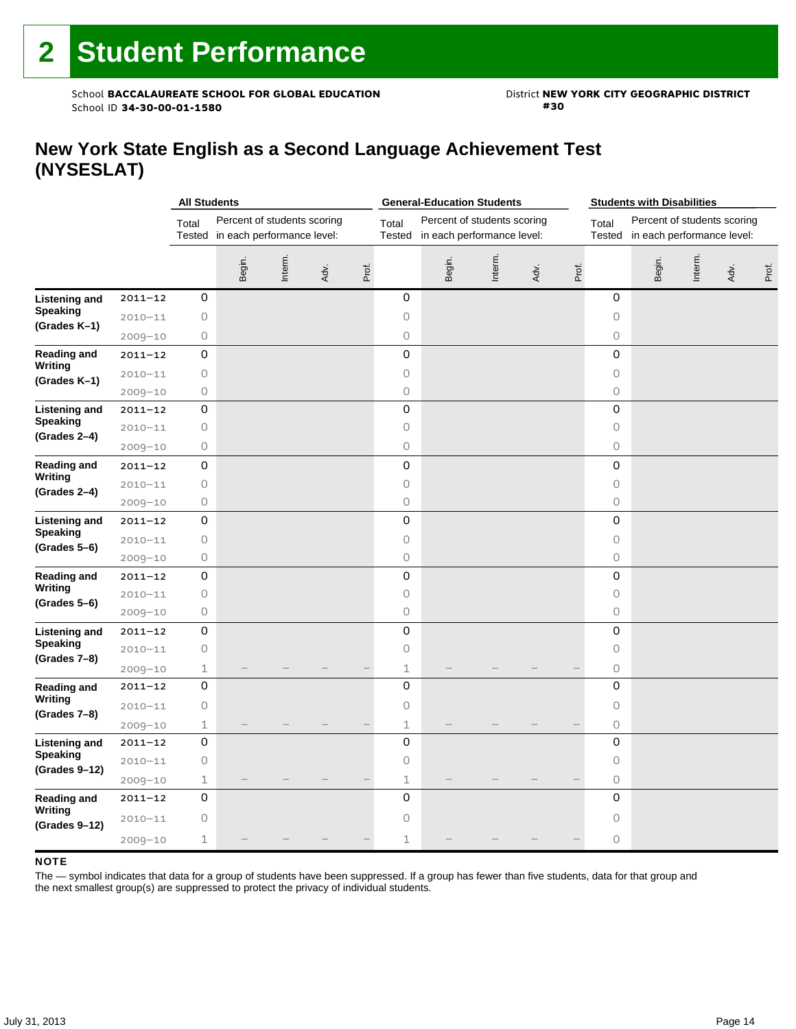# 2 Student Performance

School **BACCALAUREATE SCHOOL FOR GLOBAL EDUCATION**
School ID **34-30-00-01-1580**

District **NEW YORK CITY GEOGRAPHIC DISTRICT #30**

## New York State English as a Second Language Achievement Test (NYSESLAT)

| | | All Students | | | | | General-Education Students | | | | | Students with Disabilities | | | | |
|---|---|---|---|---|---|---|---|---|---|---|---|---|---|---|---|---|
| | | Total Tested | Percent of students scoring in each performance level: | | | | Total Tested | Percent of students scoring in each performance level: | | | | Total Tested | Percent of students scoring in each performance level: | | | |
| | | | Begin. | Interm. | Adv. | Prof. | | Begin. | Interm. | Adv. | Prof. | | Begin. | Interm. | Adv. | Prof. |
| **Listening and Speaking (Grades K–1)** | 2011–12 | 0 | | | | | 0 | | | | | 0 | | | | |
| | 2010–11 | 0 | | | | | 0 | | | | | 0 | | | | |
| | 2009–10 | 0 | | | | | 0 | | | | | 0 | | | | |
| **Reading and Writing (Grades K–1)** | 2011–12 | 0 | | | | | 0 | | | | | 0 | | | | |
| | 2010–11 | 0 | | | | | 0 | | | | | 0 | | | | |
| | 2009–10 | 0 | | | | | 0 | | | | | 0 | | | | |
| **Listening and Speaking (Grades 2–4)** | 2011–12 | 0 | | | | | 0 | | | | | 0 | | | | |
| | 2010–11 | 0 | | | | | 0 | | | | | 0 | | | | |
| | 2009–10 | 0 | | | | | 0 | | | | | 0 | | | | |
| **Reading and Writing (Grades 2–4)** | 2011–12 | 0 | | | | | 0 | | | | | 0 | | | | |
| | 2010–11 | 0 | | | | | 0 | | | | | 0 | | | | |
| | 2009–10 | 0 | | | | | 0 | | | | | 0 | | | | |
| **Listening and Speaking (Grades 5–6)** | 2011–12 | 0 | | | | | 0 | | | | | 0 | | | | |
| | 2010–11 | 0 | | | | | 0 | | | | | 0 | | | | |
| | 2009–10 | 0 | | | | | 0 | | | | | 0 | | | | |
| **Reading and Writing (Grades 5–6)** | 2011–12 | 0 | | | | | 0 | | | | | 0 | | | | |
| | 2010–11 | 0 | | | | | 0 | | | | | 0 | | | | |
| | 2009–10 | 0 | | | | | 0 | | | | | 0 | | | | |
| **Listening and Speaking (Grades 7–8)** | 2011–12 | 0 | | | | | 0 | | | | | 0 | | | | |
| | 2010–11 | 0 | | | | | 0 | | | | | 0 | | | | |
| | 2009–10 | 1 | — | — | — | — | 1 | — | — | — | — | 0 | | | | |
| **Reading and Writing (Grades 7–8)** | 2011–12 | 0 | | | | | 0 | | | | | 0 | | | | |
| | 2010–11 | 0 | | | | | 0 | | | | | 0 | | | | |
| | 2009–10 | 1 | — | — | — | — | 1 | — | — | — | — | 0 | | | | |
| **Listening and Speaking (Grades 9–12)** | 2011–12 | 0 | | | | | 0 | | | | | 0 | | | | |
| | 2010–11 | 0 | | | | | 0 | | | | | 0 | | | | |
| | 2009–10 | 1 | — | — | — | — | 1 | — | — | — | — | 0 | | | | |
| **Reading and Writing (Grades 9–12)** | 2011–12 | 0 | | | | | 0 | | | | | 0 | | | | |
| | 2010–11 | 0 | | | | | 0 | | | | | 0 | | | | |
| | 2009–10 | 1 | — | — | — | — | 1 | — | — | — | — | 0 | | | | |

**NOTE**

The — symbol indicates that data for a group of students have been suppressed. If a group has fewer than five students, data for that group and the next smallest group(s) are suppressed to protect the privacy of individual students.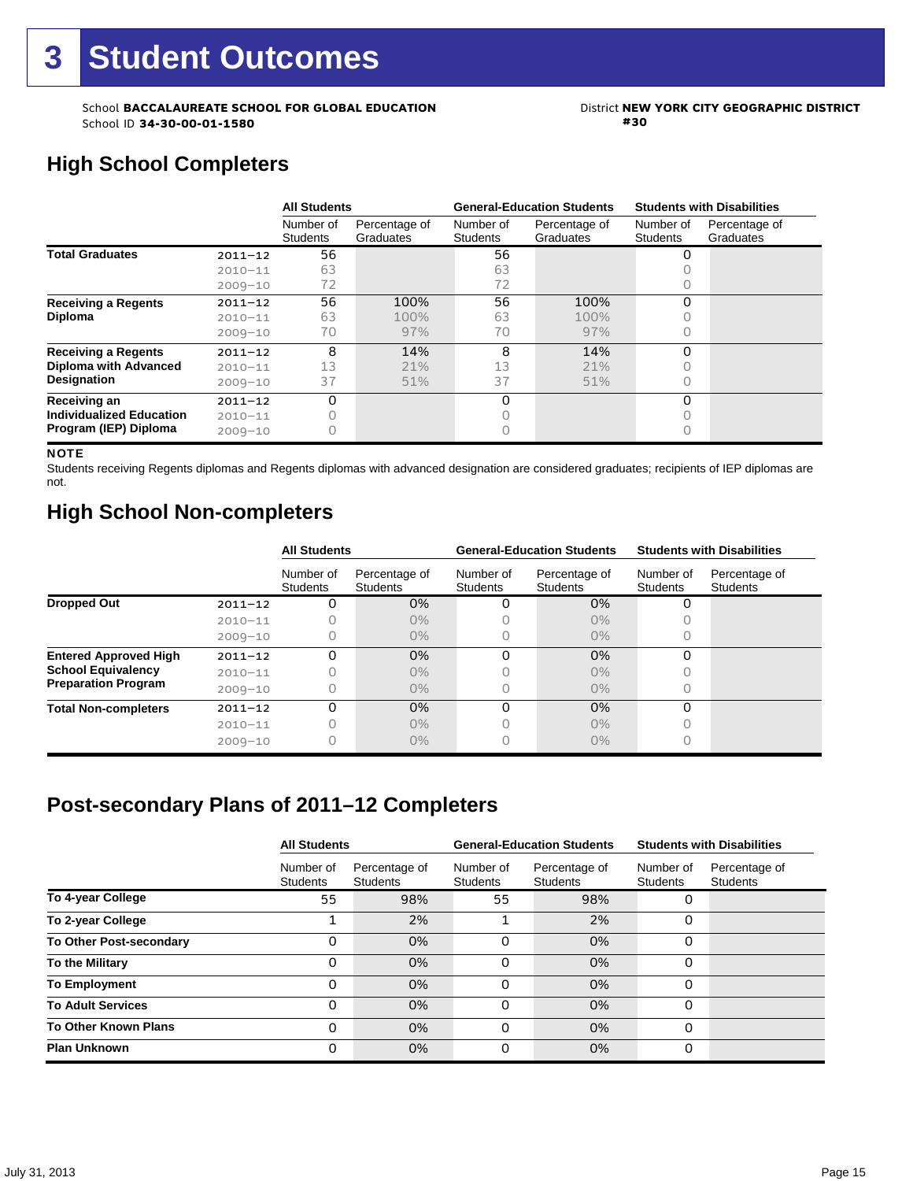# 3 Student Outcomes

School **BACCALAUREATE SCHOOL FOR GLOBAL EDUCATION**
School ID **34-30-00-01-1580**

District **NEW YORK CITY GEOGRAPHIC DISTRICT #30**

## High School Completers

| | | All Students | | General-Education Students | | Students with Disabilities | |
|---|---|---|---|---|---|---|---|
| | | Number of Students | Percentage of Graduates | Number of Students | Percentage of Graduates | Number of Students | Percentage of Graduates |
| **Total Graduates** | 2011–12 | 56 | | 56 | | 0 | |
| | 2010–11 | 63 | | 63 | | 0 | |
| | 2009–10 | 72 | | 72 | | 0 | |
| **Receiving a Regents Diploma** | 2011–12 | 56 | 100% | 56 | 100% | 0 | |
| | 2010–11 | 63 | 100% | 63 | 100% | 0 | |
| | 2009–10 | 70 | 97% | 70 | 97% | 0 | |
| **Receiving a Regents Diploma with Advanced Designation** | 2011–12 | 8 | 14% | 8 | 14% | 0 | |
| | 2010–11 | 13 | 21% | 13 | 21% | 0 | |
| | 2009–10 | 37 | 51% | 37 | 51% | 0 | |
| **Receiving an Individualized Education Program (IEP) Diploma** | 2011–12 | 0 | | 0 | | 0 | |
| | 2010–11 | 0 | | 0 | | 0 | |
| | 2009–10 | 0 | | 0 | | 0 | |

**NOTE**

Students receiving Regents diplomas and Regents diplomas with advanced designation are considered graduates; recipients of IEP diplomas are not.

## High School Non-completers

| | | All Students | | General-Education Students | | Students with Disabilities | |
|---|---|---|---|---|---|---|---|
| | | Number of Students | Percentage of Students | Number of Students | Percentage of Students | Number of Students | Percentage of Students |
| **Dropped Out** | 2011–12 | 0 | 0% | 0 | 0% | 0 | |
| | 2010–11 | 0 | 0% | 0 | 0% | 0 | |
| | 2009–10 | 0 | 0% | 0 | 0% | 0 | |
| **Entered Approved High School Equivalency Preparation Program** | 2011–12 | 0 | 0% | 0 | 0% | 0 | |
| | 2010–11 | 0 | 0% | 0 | 0% | 0 | |
| | 2009–10 | 0 | 0% | 0 | 0% | 0 | |
| **Total Non-completers** | 2011–12 | 0 | 0% | 0 | 0% | 0 | |
| | 2010–11 | 0 | 0% | 0 | 0% | 0 | |
| | 2009–10 | 0 | 0% | 0 | 0% | 0 | |

## Post-secondary Plans of 2011–12 Completers

| | All Students | | General-Education Students | | Students with Disabilities | |
|---|---|---|---|---|---|---|
| | Number of Students | Percentage of Students | Number of Students | Percentage of Students | Number of Students | Percentage of Students |
| **To 4-year College** | 55 | 98% | 55 | 98% | 0 | |
| **To 2-year College** | 1 | 2% | 1 | 2% | 0 | |
| **To Other Post-secondary** | 0 | 0% | 0 | 0% | 0 | |
| **To the Military** | 0 | 0% | 0 | 0% | 0 | |
| **To Employment** | 0 | 0% | 0 | 0% | 0 | |
| **To Adult Services** | 0 | 0% | 0 | 0% | 0 | |
| **To Other Known Plans** | 0 | 0% | 0 | 0% | 0 | |
| **Plan Unknown** | 0 | 0% | 0 | 0% | 0 | |